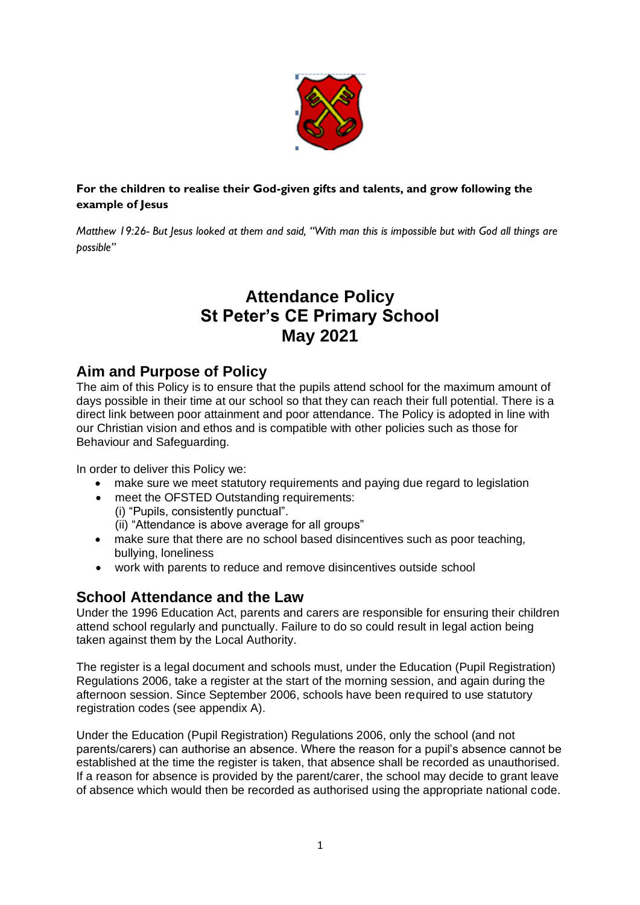**For the children to realise their God-given gifts and talents, and grow following the example of Jesus**

*Matthew 19:26- But Jesus looked at them and said, "With man this is impossible but with God all things are possible"*

# Attendance Policy
# St Peter's CE Primary School
# May 2021

## Aim and Purpose of Policy

The aim of this Policy is to ensure that the pupils attend school for the maximum amount of days possible in their time at our school so that they can reach their full potential. There is a direct link between poor attainment and poor attendance. The Policy is adopted in line with our Christian vision and ethos and is compatible with other policies such as those for Behaviour and Safeguarding.

In order to deliver this Policy we:

- make sure we meet statutory requirements and paying due regard to legislation
- meet the OFSTED Outstanding requirements:
  (i) "Pupils, consistently punctual".
  (ii) "Attendance is above average for all groups"
- make sure that there are no school based disincentives such as poor teaching, bullying, loneliness
- work with parents to reduce and remove disincentives outside school

## School Attendance and the Law

Under the 1996 Education Act, parents and carers are responsible for ensuring their children attend school regularly and punctually. Failure to do so could result in legal action being taken against them by the Local Authority.

The register is a legal document and schools must, under the Education (Pupil Registration) Regulations 2006, take a register at the start of the morning session, and again during the afternoon session. Since September 2006, schools have been required to use statutory registration codes (see appendix A).

Under the Education (Pupil Registration) Regulations 2006, only the school (and not parents/carers) can authorise an absence. Where the reason for a pupil's absence cannot be established at the time the register is taken, that absence shall be recorded as unauthorised. If a reason for absence is provided by the parent/carer, the school may decide to grant leave of absence which would then be recorded as authorised using the appropriate national code.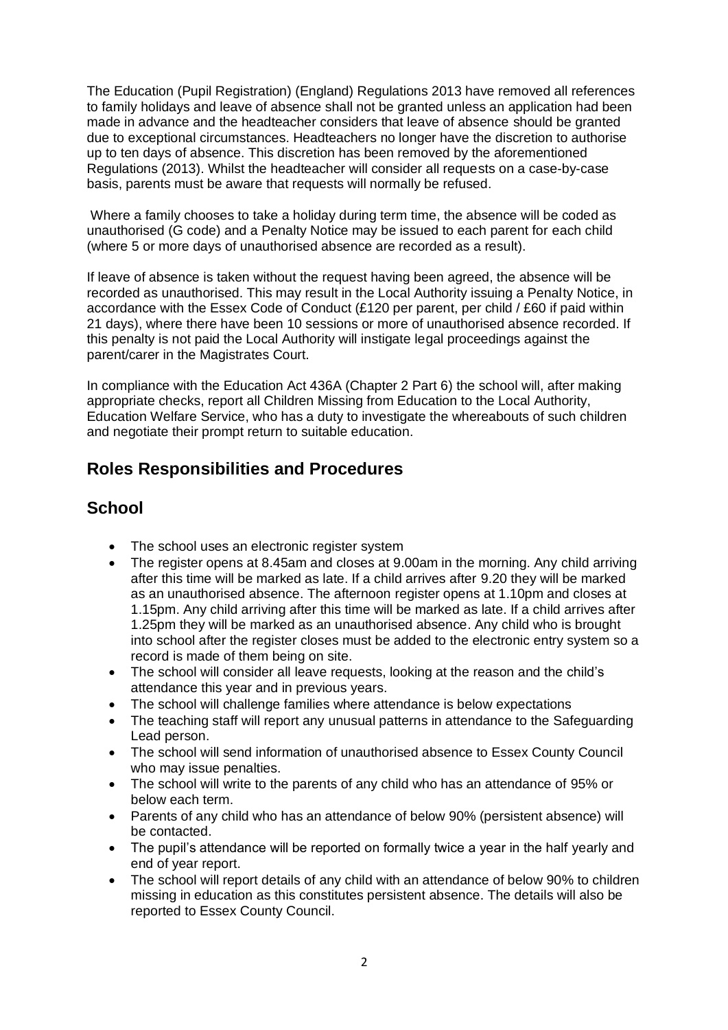The Education (Pupil Registration) (England) Regulations 2013 have removed all references to family holidays and leave of absence shall not be granted unless an application had been made in advance and the headteacher considers that leave of absence should be granted due to exceptional circumstances. Headteachers no longer have the discretion to authorise up to ten days of absence. This discretion has been removed by the aforementioned Regulations (2013). Whilst the headteacher will consider all requests on a case-by-case basis, parents must be aware that requests will normally be refused.

Where a family chooses to take a holiday during term time, the absence will be coded as unauthorised (G code) and a Penalty Notice may be issued to each parent for each child (where 5 or more days of unauthorised absence are recorded as a result).

If leave of absence is taken without the request having been agreed, the absence will be recorded as unauthorised. This may result in the Local Authority issuing a Penalty Notice, in accordance with the Essex Code of Conduct (£120 per parent, per child / £60 if paid within 21 days), where there have been 10 sessions or more of unauthorised absence recorded. If this penalty is not paid the Local Authority will instigate legal proceedings against the parent/carer in the Magistrates Court.

In compliance with the Education Act 436A (Chapter 2 Part 6) the school will, after making appropriate checks, report all Children Missing from Education to the Local Authority, Education Welfare Service, who has a duty to investigate the whereabouts of such children and negotiate their prompt return to suitable education.

## Roles Responsibilities and Procedures

## School

- The school uses an electronic register system
- The register opens at 8.45am and closes at 9.00am in the morning. Any child arriving after this time will be marked as late. If a child arrives after 9.20 they will be marked as an unauthorised absence. The afternoon register opens at 1.10pm and closes at 1.15pm. Any child arriving after this time will be marked as late. If a child arrives after 1.25pm they will be marked as an unauthorised absence. Any child who is brought into school after the register closes must be added to the electronic entry system so a record is made of them being on site.
- The school will consider all leave requests, looking at the reason and the child's attendance this year and in previous years.
- The school will challenge families where attendance is below expectations
- The teaching staff will report any unusual patterns in attendance to the Safeguarding Lead person.
- The school will send information of unauthorised absence to Essex County Council who may issue penalties.
- The school will write to the parents of any child who has an attendance of 95% or below each term.
- Parents of any child who has an attendance of below 90% (persistent absence) will be contacted.
- The pupil's attendance will be reported on formally twice a year in the half yearly and end of year report.
- The school will report details of any child with an attendance of below 90% to children missing in education as this constitutes persistent absence. The details will also be reported to Essex County Council.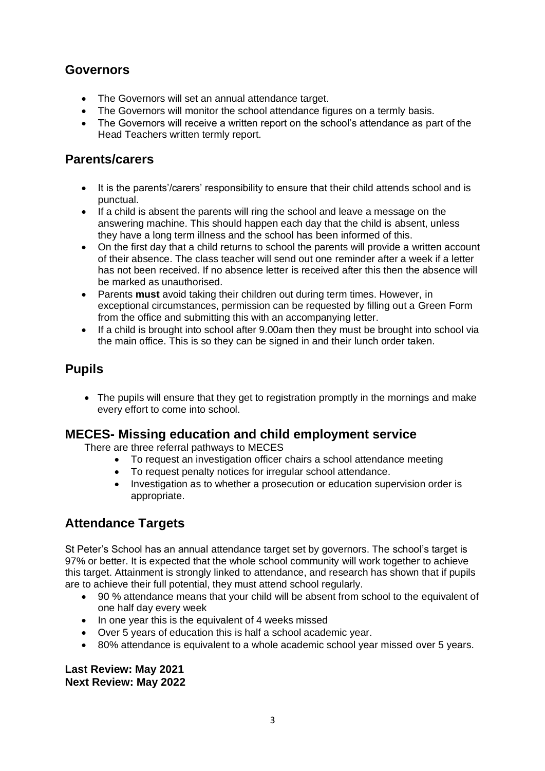## Governors

- The Governors will set an annual attendance target.
- The Governors will monitor the school attendance figures on a termly basis.
- The Governors will receive a written report on the school's attendance as part of the Head Teachers written termly report.

## Parents/carers

- It is the parents'/carers' responsibility to ensure that their child attends school and is punctual.
- If a child is absent the parents will ring the school and leave a message on the answering machine. This should happen each day that the child is absent, unless they have a long term illness and the school has been informed of this.
- On the first day that a child returns to school the parents will provide a written account of their absence. The class teacher will send out one reminder after a week if a letter has not been received. If no absence letter is received after this then the absence will be marked as unauthorised.
- Parents **must** avoid taking their children out during term times. However, in exceptional circumstances, permission can be requested by filling out a Green Form from the office and submitting this with an accompanying letter.
- If a child is brought into school after 9.00am then they must be brought into school via the main office. This is so they can be signed in and their lunch order taken.

## Pupils

- The pupils will ensure that they get to registration promptly in the mornings and make every effort to come into school.

## MECES- Missing education and child employment service

There are three referral pathways to MECES

- To request an investigation officer chairs a school attendance meeting
- To request penalty notices for irregular school attendance.
- Investigation as to whether a prosecution or education supervision order is appropriate.

## Attendance Targets

St Peter's School has an annual attendance target set by governors. The school's target is 97% or better. It is expected that the whole school community will work together to achieve this target. Attainment is strongly linked to attendance, and research has shown that if pupils are to achieve their full potential, they must attend school regularly.

- 90 % attendance means that your child will be absent from school to the equivalent of one half day every week
- In one year this is the equivalent of 4 weeks missed
- Over 5 years of education this is half a school academic year.
- 80% attendance is equivalent to a whole academic school year missed over 5 years.

**Last Review: May 2021**
**Next Review: May 2022**